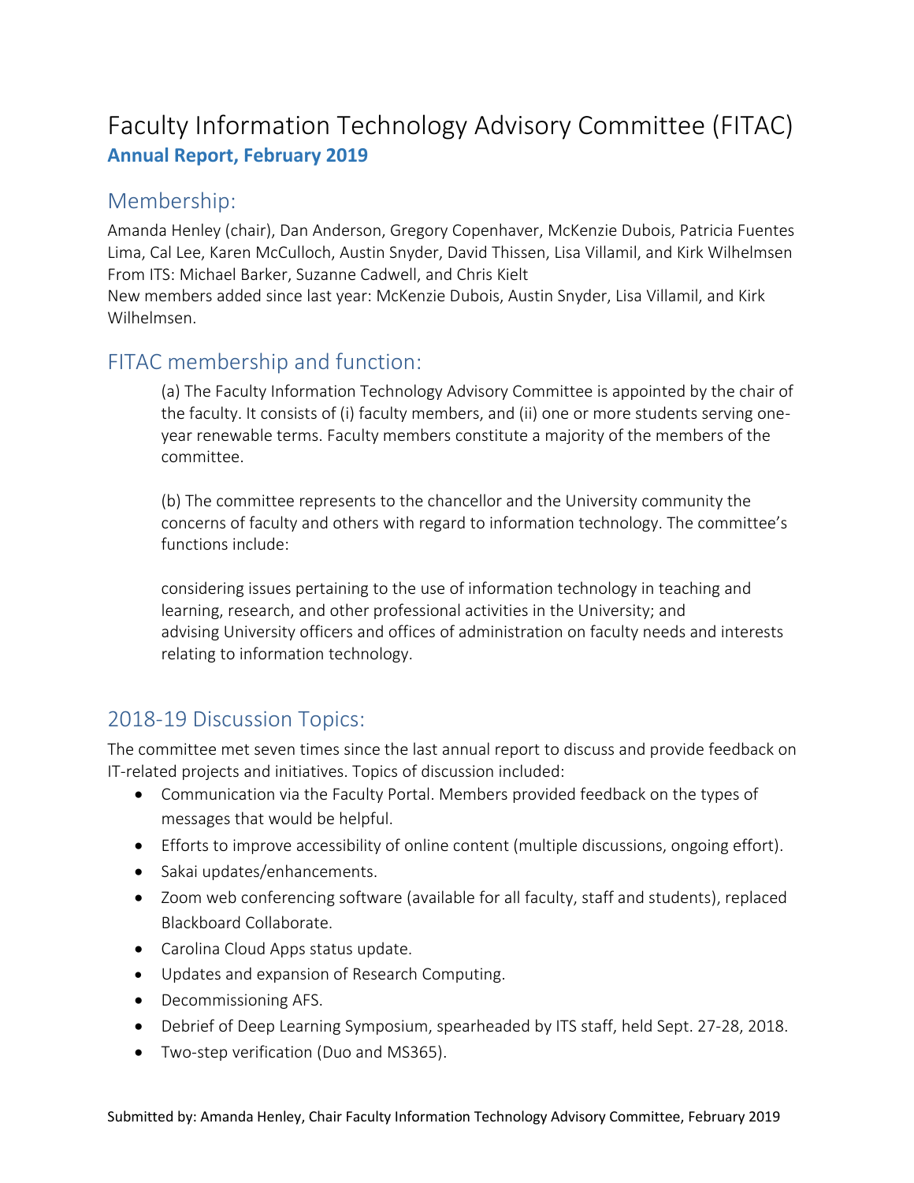# Faculty Information Technology Advisory Committee (FITAC)

**Annual Report, February 2019**

## Membership:

Amanda Henley (chair), Dan Anderson, Gregory Copenhaver, McKenzie Dubois, Patricia Fuentes Lima, Cal Lee, Karen McCulloch, Austin Snyder, David Thissen, Lisa Villamil, and Kirk Wilhelmsen
From ITS: Michael Barker, Suzanne Cadwell, and Chris Kielt
New members added since last year: McKenzie Dubois, Austin Snyder, Lisa Villamil, and Kirk Wilhelmsen.

## FITAC membership and function:

> (a) The Faculty Information Technology Advisory Committee is appointed by the chair of the faculty. It consists of (i) faculty members, and (ii) one or more students serving one-year renewable terms. Faculty members constitute a majority of the members of the committee.
>
> (b) The committee represents to the chancellor and the University community the concerns of faculty and others with regard to information technology. The committee's functions include:
>
> considering issues pertaining to the use of information technology in teaching and learning, research, and other professional activities in the University; and
> advising University officers and offices of administration on faculty needs and interests relating to information technology.

## 2018-19 Discussion Topics:

The committee met seven times since the last annual report to discuss and provide feedback on IT-related projects and initiatives. Topics of discussion included:

- Communication via the Faculty Portal. Members provided feedback on the types of messages that would be helpful.
- Efforts to improve accessibility of online content (multiple discussions, ongoing effort).
- Sakai updates/enhancements.
- Zoom web conferencing software (available for all faculty, staff and students), replaced Blackboard Collaborate.
- Carolina Cloud Apps status update.
- Updates and expansion of Research Computing.
- Decommissioning AFS.
- Debrief of Deep Learning Symposium, spearheaded by ITS staff, held Sept. 27-28, 2018.
- Two-step verification (Duo and MS365).

Submitted by: Amanda Henley, Chair Faculty Information Technology Advisory Committee, February 2019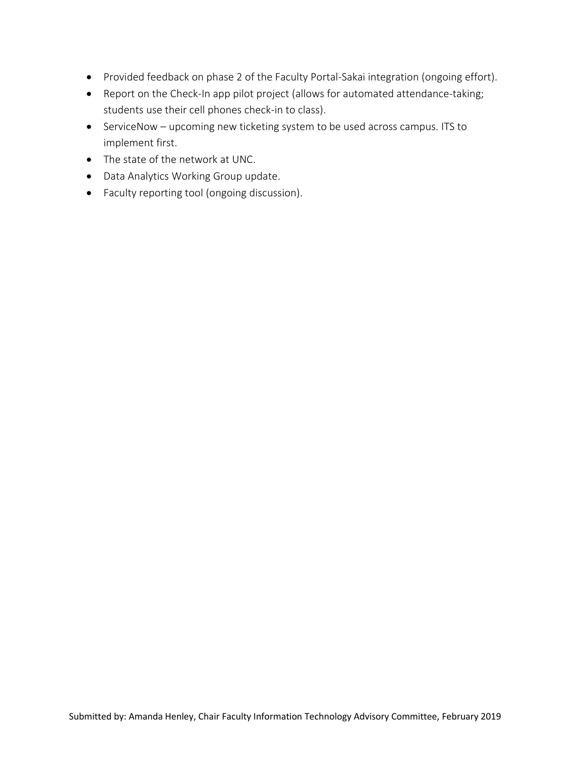- Provided feedback on phase 2 of the Faculty Portal-Sakai integration (ongoing effort).
- Report on the Check-In app pilot project (allows for automated attendance-taking; students use their cell phones check-in to class).
- ServiceNow – upcoming new ticketing system to be used across campus. ITS to implement first.
- The state of the network at UNC.
- Data Analytics Working Group update.
- Faculty reporting tool (ongoing discussion).

Submitted by: Amanda Henley, Chair Faculty Information Technology Advisory Committee, February 2019